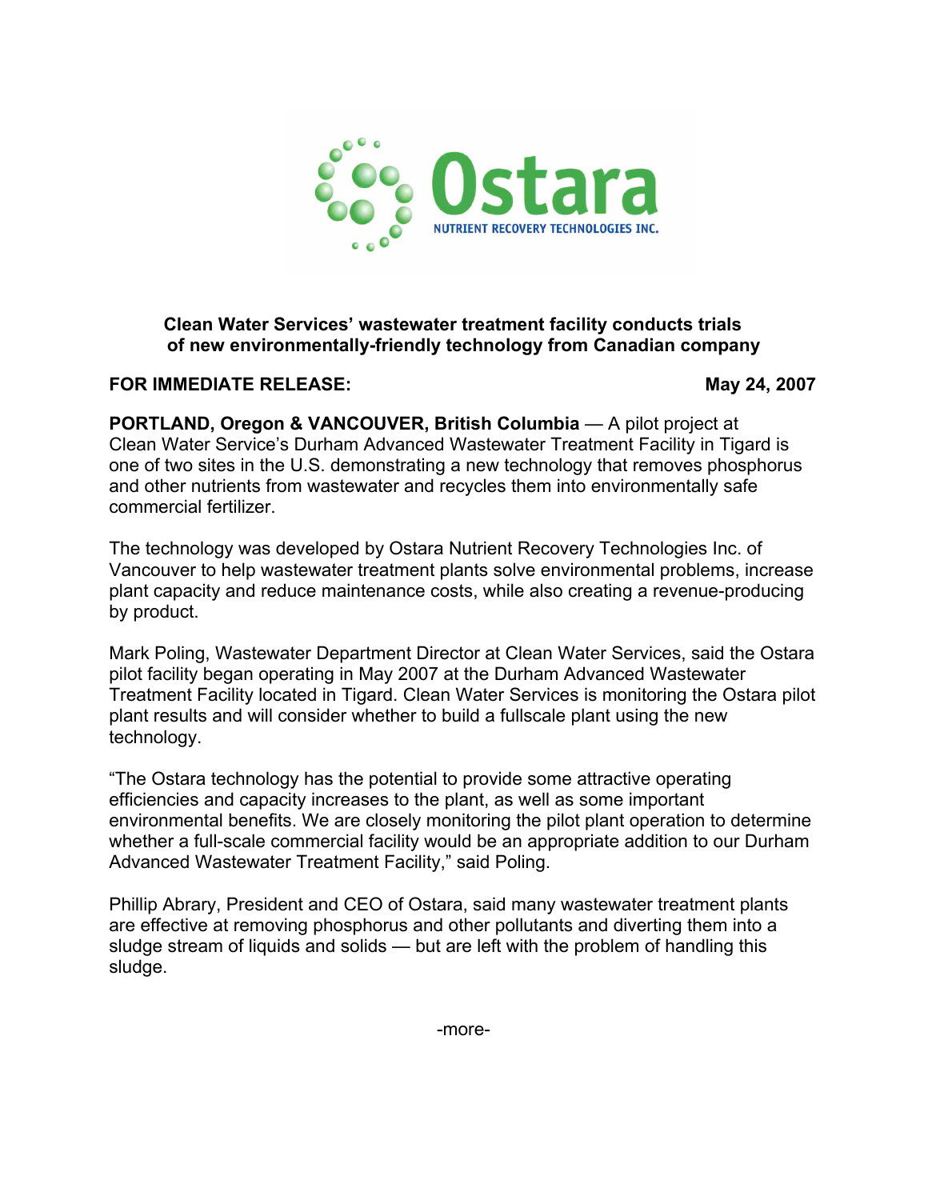Ostara

NUTRIENT RECOVERY TECHNOLOGIES INC.

## Clean Water Services' wastewater treatment facility conducts trials of new environmentally-friendly technology from Canadian company

**FOR IMMEDIATE RELEASE:** **May 24, 2007**

**PORTLAND, Oregon & VANCOUVER, British Columbia** — A pilot project at Clean Water Service's Durham Advanced Wastewater Treatment Facility in Tigard is one of two sites in the U.S. demonstrating a new technology that removes phosphorus and other nutrients from wastewater and recycles them into environmentally safe commercial fertilizer.

The technology was developed by Ostara Nutrient Recovery Technologies Inc. of Vancouver to help wastewater treatment plants solve environmental problems, increase plant capacity and reduce maintenance costs, while also creating a revenue-producing by product.

Mark Poling, Wastewater Department Director at Clean Water Services, said the Ostara pilot facility began operating in May 2007 at the Durham Advanced Wastewater Treatment Facility located in Tigard. Clean Water Services is monitoring the Ostara pilot plant results and will consider whether to build a fullscale plant using the new technology.

"The Ostara technology has the potential to provide some attractive operating efficiencies and capacity increases to the plant, as well as some important environmental benefits. We are closely monitoring the pilot plant operation to determine whether a full-scale commercial facility would be an appropriate addition to our Durham Advanced Wastewater Treatment Facility," said Poling.

Phillip Abrary, President and CEO of Ostara, said many wastewater treatment plants are effective at removing phosphorus and other pollutants and diverting them into a sludge stream of liquids and solids — but are left with the problem of handling this sludge.

-more-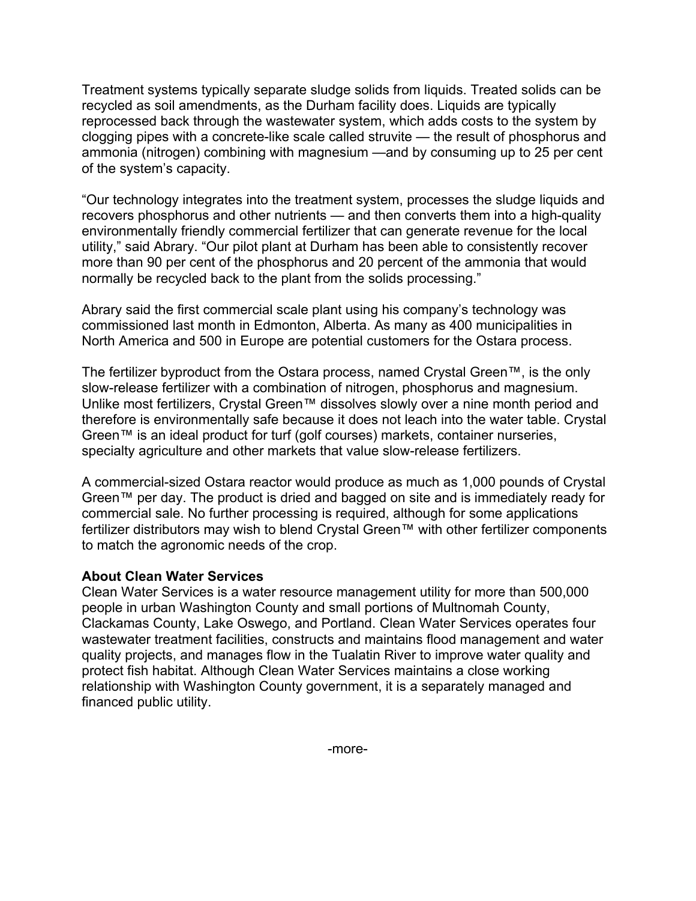Treatment systems typically separate sludge solids from liquids. Treated solids can be recycled as soil amendments, as the Durham facility does. Liquids are typically reprocessed back through the wastewater system, which adds costs to the system by clogging pipes with a concrete-like scale called struvite — the result of phosphorus and ammonia (nitrogen) combining with magnesium —and by consuming up to 25 per cent of the system's capacity.

"Our technology integrates into the treatment system, processes the sludge liquids and recovers phosphorus and other nutrients — and then converts them into a high-quality environmentally friendly commercial fertilizer that can generate revenue for the local utility," said Abrary. "Our pilot plant at Durham has been able to consistently recover more than 90 per cent of the phosphorus and 20 percent of the ammonia that would normally be recycled back to the plant from the solids processing."

Abrary said the first commercial scale plant using his company's technology was commissioned last month in Edmonton, Alberta. As many as 400 municipalities in North America and 500 in Europe are potential customers for the Ostara process.

The fertilizer byproduct from the Ostara process, named Crystal Green™, is the only slow-release fertilizer with a combination of nitrogen, phosphorus and magnesium. Unlike most fertilizers, Crystal Green™ dissolves slowly over a nine month period and therefore is environmentally safe because it does not leach into the water table. Crystal Green™ is an ideal product for turf (golf courses) markets, container nurseries, specialty agriculture and other markets that value slow-release fertilizers.

A commercial-sized Ostara reactor would produce as much as 1,000 pounds of Crystal Green™ per day. The product is dried and bagged on site and is immediately ready for commercial sale. No further processing is required, although for some applications fertilizer distributors may wish to blend Crystal Green™ with other fertilizer components to match the agronomic needs of the crop.

**About Clean Water Services**

Clean Water Services is a water resource management utility for more than 500,000 people in urban Washington County and small portions of Multnomah County, Clackamas County, Lake Oswego, and Portland. Clean Water Services operates four wastewater treatment facilities, constructs and maintains flood management and water quality projects, and manages flow in the Tualatin River to improve water quality and protect fish habitat. Although Clean Water Services maintains a close working relationship with Washington County government, it is a separately managed and financed public utility.

-more-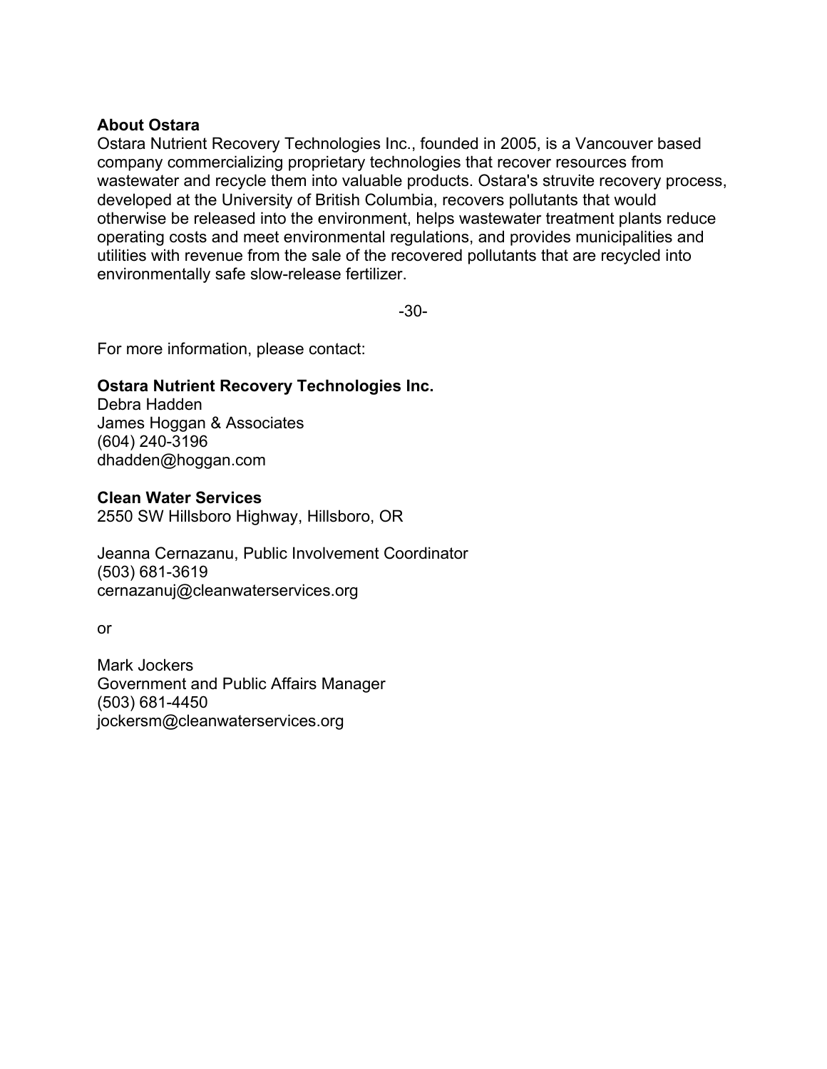**About Ostara**

Ostara Nutrient Recovery Technologies Inc., founded in 2005, is a Vancouver based company commercializing proprietary technologies that recover resources from wastewater and recycle them into valuable products. Ostara's struvite recovery process, developed at the University of British Columbia, recovers pollutants that would otherwise be released into the environment, helps wastewater treatment plants reduce operating costs and meet environmental regulations, and provides municipalities and utilities with revenue from the sale of the recovered pollutants that are recycled into environmentally safe slow-release fertilizer.

-30-

For more information, please contact:

**Ostara Nutrient Recovery Technologies Inc.**
Debra Hadden
James Hoggan & Associates
(604) 240-3196
dhadden@hoggan.com

**Clean Water Services**
2550 SW Hillsboro Highway, Hillsboro, OR

Jeanna Cernazanu, Public Involvement Coordinator
(503) 681-3619
cernazanuj@cleanwaterservices.org

or

Mark Jockers
Government and Public Affairs Manager
(503) 681-4450
jockersm@cleanwaterservices.org